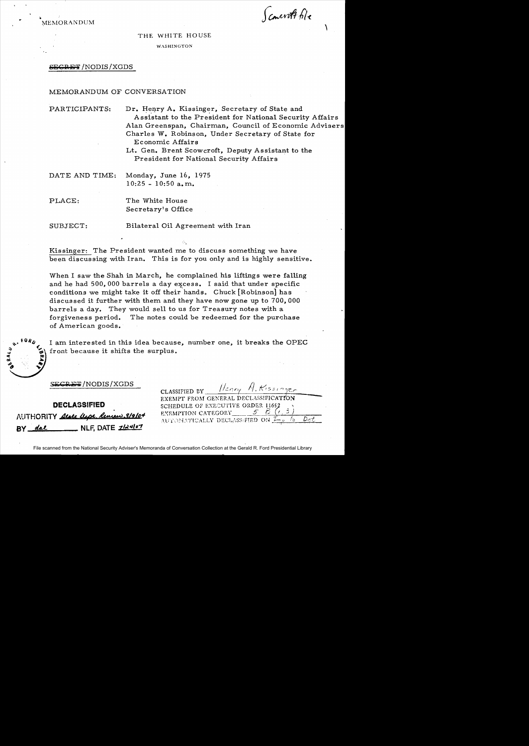MEMORANDUM

Scowcroft file

THE WHITE HOUSE

WASHINGTON

~~SECRET~~/NODIS/XGDS

MEMORANDUM OF CONVERSATION

PARTICIPANTS: Dr. Henry A. Kissinger, Secretary of State and Assistant to the President for National Security Affairs
Alan Greenspan, Chairman, Council of Economic Advisers
Charles W. Robinson, Under Secretary of State for Economic Affairs
Lt. Gen. Brent Scowcroft, Deputy Assistant to the President for National Security Affairs

DATE AND TIME: Monday, June 16, 1975
10:25 - 10:50 a.m.

PLACE: The White House
Secretary's Office

SUBJECT: Bilateral Oil Agreement with Iran

Kissinger: The President wanted me to discuss something we have been discussing with Iran. This is for you only and is highly sensitive.

When I saw the Shah in March, he complained his liftings were falling and he had 500,000 barrels a day excess. I said that under specific conditions we might take it off their hands. Chuck [Robinson] has discussed it further with them and they have now gone up to 700,000 barrels a day. They would sell to us for Treasury notes with a forgiveness period. The notes could be redeemed for the purchase of American goods.

I am interested in this idea because, number one, it breaks the OPEC front because it shifts the surplus.

~~SECRET~~/NODIS/XGDS

CLASSIFIED BY Henry A. Kissinger
EXEMPT FROM GENERAL DECLASSIFICATION
SCHEDULE OF EXECUTIVE ORDER 11652
EXEMPTION CATEGORY 5 B (1, 3)
AUTOMATICALLY DECLASSIFIED ON Imp. to Det.

DECLASSIFIED
AUTHORITY State Dept. Review 3/9/04
BY dal NLF, DATE 7/24/07

File scanned from the National Security Adviser's Memoranda of Conversation Collection at the Gerald R. Ford Presidential Library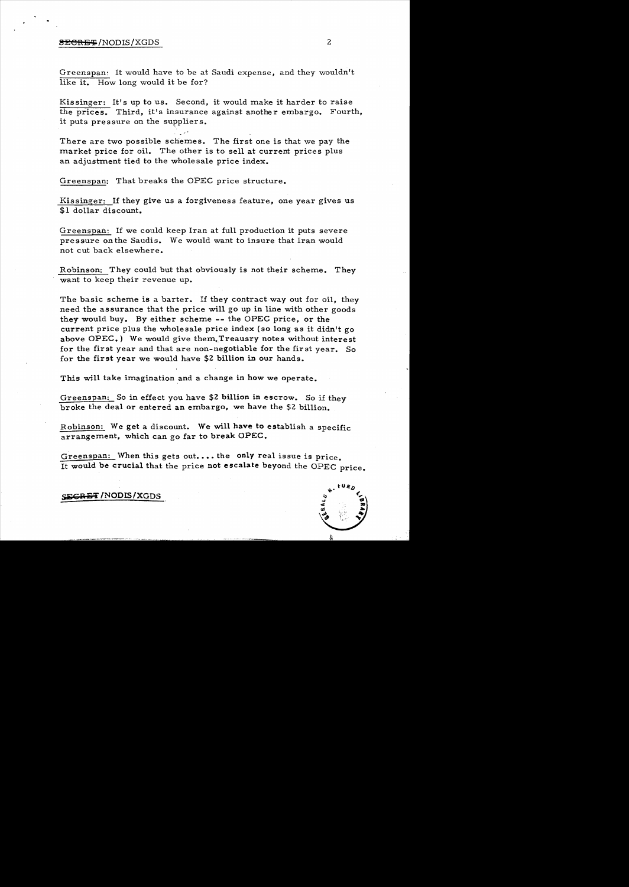Greenspan: It would have to be at Saudi expense, and they wouldn't like it. How long would it be for?

Kissinger: It's up to us. Second, it would make it harder to raise the prices. Third, it's insurance against another embargo. Fourth, it puts pressure on the suppliers.

There are two possible schemes. The first one is that we pay the market price for oil. The other is to sell at current prices plus an adjustment tied to the wholesale price index.

Greenspan: That breaks the OPEC price structure.

Kissinger: If they give us a forgiveness feature, one year gives us $1 dollar discount.

Greenspan: If we could keep Iran at full production it puts severe pressure on the Saudis. We would want to insure that Iran would not cut back elsewhere.

Robinson: They could but that obviously is not their scheme. They want to keep their revenue up.

The basic scheme is a barter. If they contract way out for oil, they need the assurance that the price will go up in line with other goods they would buy. By either scheme -- the OPEC price, or the current price plus the wholesale price index (so long as it didn't go above OPEC.) We would give them Treausry notes without interest for the first year and that are non-negotiable for the first year. So for the first year we would have $2 billion in our hands.

This will take imagination and a change in how we operate.

Greenspan: So in effect you have $2 billion in escrow. So if they broke the deal or entered an embargo, we have the $2 billion.

Robinson: We get a discount. We will have to establish a specific arrangement, which can go far to break OPEC.

Greenspan: When this gets out.... the only real issue is price. It would be crucial that the price not escalate beyond the OPEC price.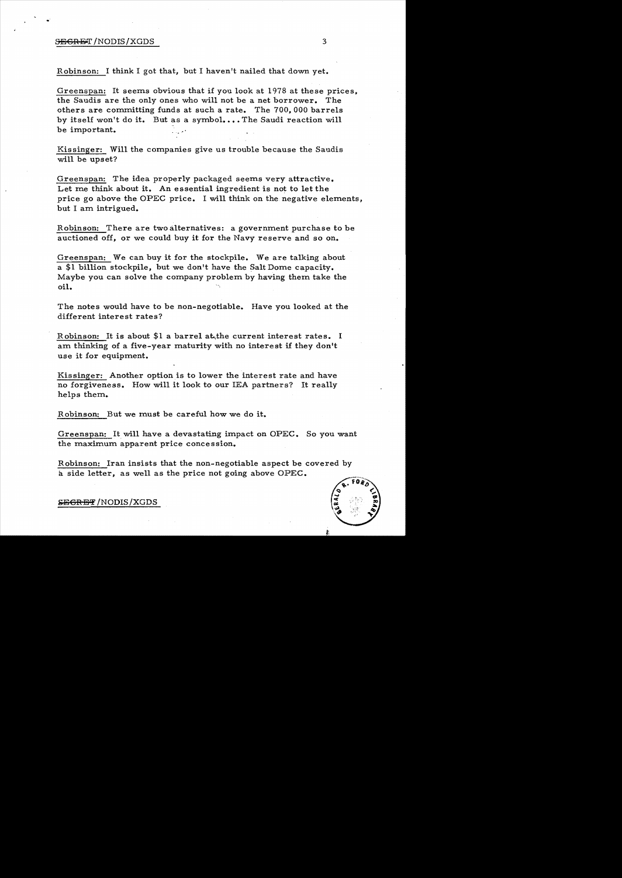Robinson: I think I got that, but I haven't nailed that down yet.

Greenspan: It seems obvious that if you look at 1978 at these prices, the Saudis are the only ones who will not be a net borrower. The others are committing funds at such a rate. The 700,000 barrels by itself won't do it. But as a symbol.... The Saudi reaction will be important.

Kissinger: Will the companies give us trouble because the Saudis will be upset?

Greenspan: The idea properly packaged seems very attractive. Let me think about it. An essential ingredient is not to let the price go above the OPEC price. I will think on the negative elements, but I am intrigued.

Robinson: There are two alternatives: a government purchase to be auctioned off, or we could buy it for the Navy reserve and so on.

Greenspan: We can buy it for the stockpile. We are talking about a $1 billion stockpile, but we don't have the Salt Dome capacity. Maybe you can solve the company problem by having them take the oil.

The notes would have to be non-negotiable. Have you looked at the different interest rates?

Robinson: It is about $1 a barrel at the current interest rates. I am thinking of a five-year maturity with no interest if they don't use it for equipment.

Kissinger: Another option is to lower the interest rate and have no forgiveness. How will it look to our IEA partners? It really helps them.

Robinson: But we must be careful how we do it.

Greenspan: It will have a devastating impact on OPEC. So you want the maximum apparent price concession.

Robinson: Iran insists that the non-negotiable aspect be covered by a side letter, as well as the price not going above OPEC.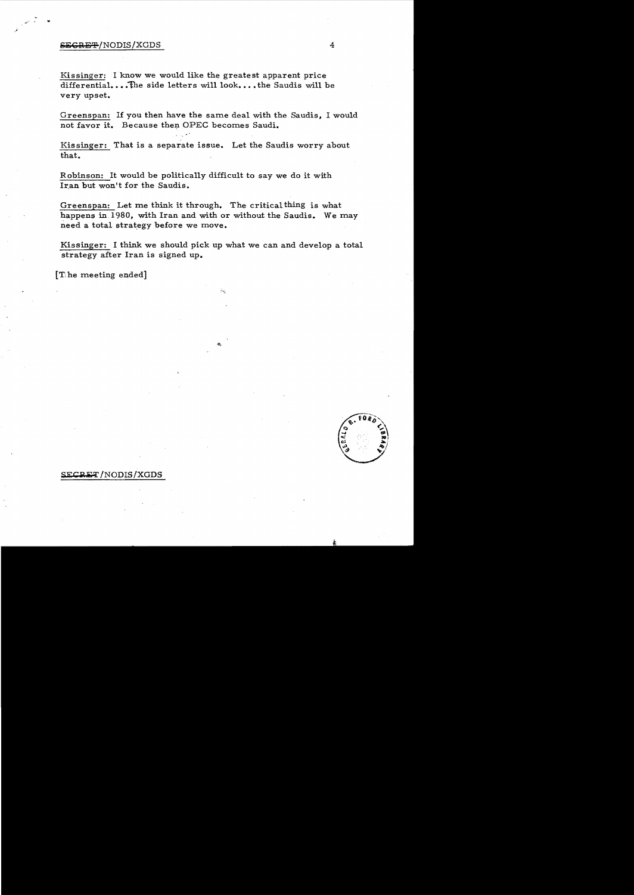Kissinger: I know we would like the greatest apparent price differential....The side letters will look....the Saudis will be very upset.

Greenspan: If you then have the same deal with the Saudis, I would not favor it. Because then OPEC becomes Saudi.

Kissinger: That is a separate issue. Let the Saudis worry about that.

Robinson: It would be politically difficult to say we do it with Iran but won't for the Saudis.

Greenspan: Let me think it through. The critical thing is what happens in 1980, with Iran and with or without the Saudis. We may need a total strategy before we move.

Kissinger: I think we should pick up what we can and develop a total strategy after Iran is signed up.

[The meeting ended]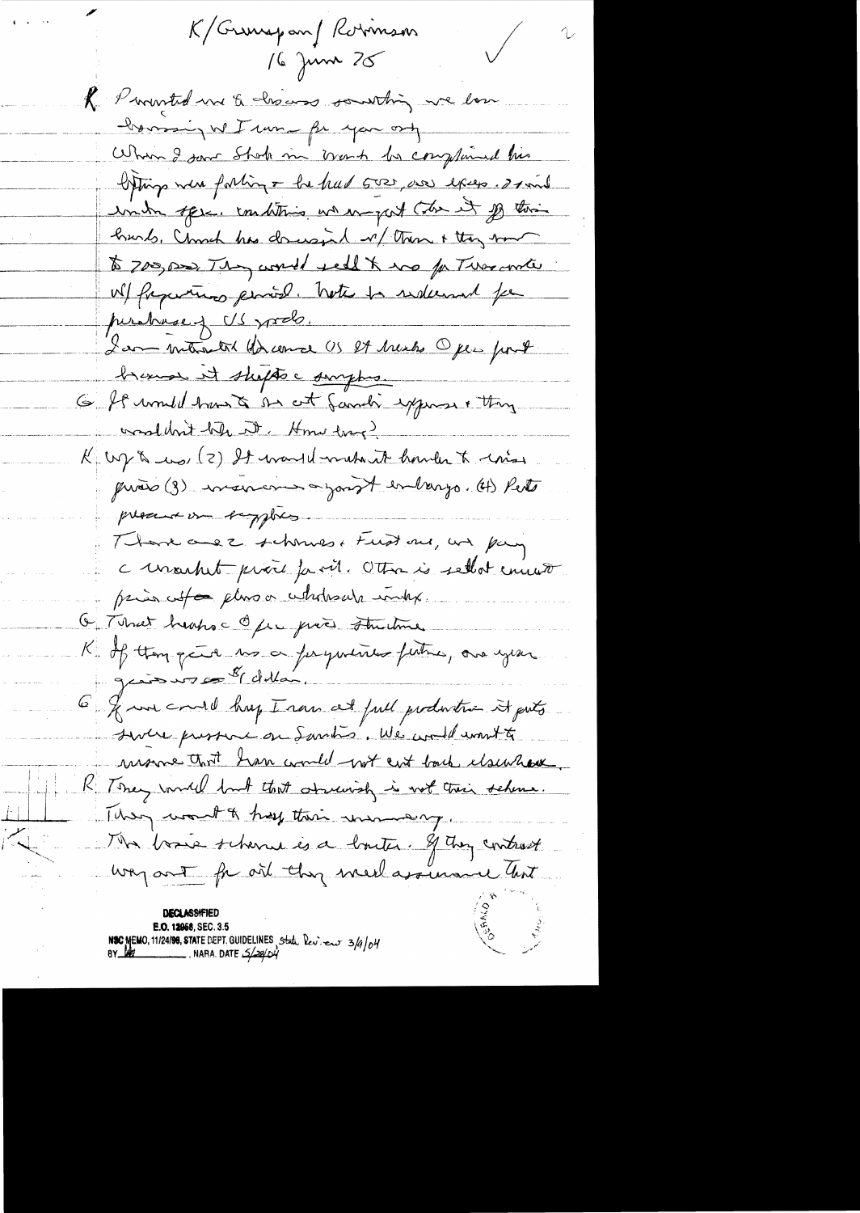K/Greenspan/Robinson
16 June 75

R Permitted me to discuss something we have

hovering w/ Iran — for your only

When I saw Shah in March he complained his

liftings were falling — he had 500,000 less exps. 2 mil

under specs. conditions w/ no part Cobra it off their

hands. Church has discussed w/ them & they now

to 700,000. They would sell to us for Treasury

w/ preferential period. Notes to redeemed for

purchase of US goods.

I am interested because US et breaks OPEC front

because it shifts a surplus.

G If would have to be at Saudi expense & they

wouldn't like it. How long?

K Up to us. (2) It would make it harder to raise

prices (3) maneuver against embargo. (4) Puts

pressure on suppliers.

There are 2 schemes. First one, we pay

c market price for oil. Other is set at current

price after plus a wholesale index.

G That keeps c OPEC price structure.

K If they give us a preferential future, we give

guarantees of $ dollar.

G If we could buy Iran at full production it puts

severe pressure on Saudis. We would want to

insure that Iran would not cut back elsewhere.

R They would but that obviously is not their scheme.

They want to keep their money.

The basic scheme is a barter. If they contract

way out for oil they need assurance that

DECLASSIFIED
E.O. 12958, SEC. 3.5
NSC MEMO, 11/24/98, STATE DEPT. GUIDELINES State Review 3/9/04
BY [initials], NARA, DATE 5/28/04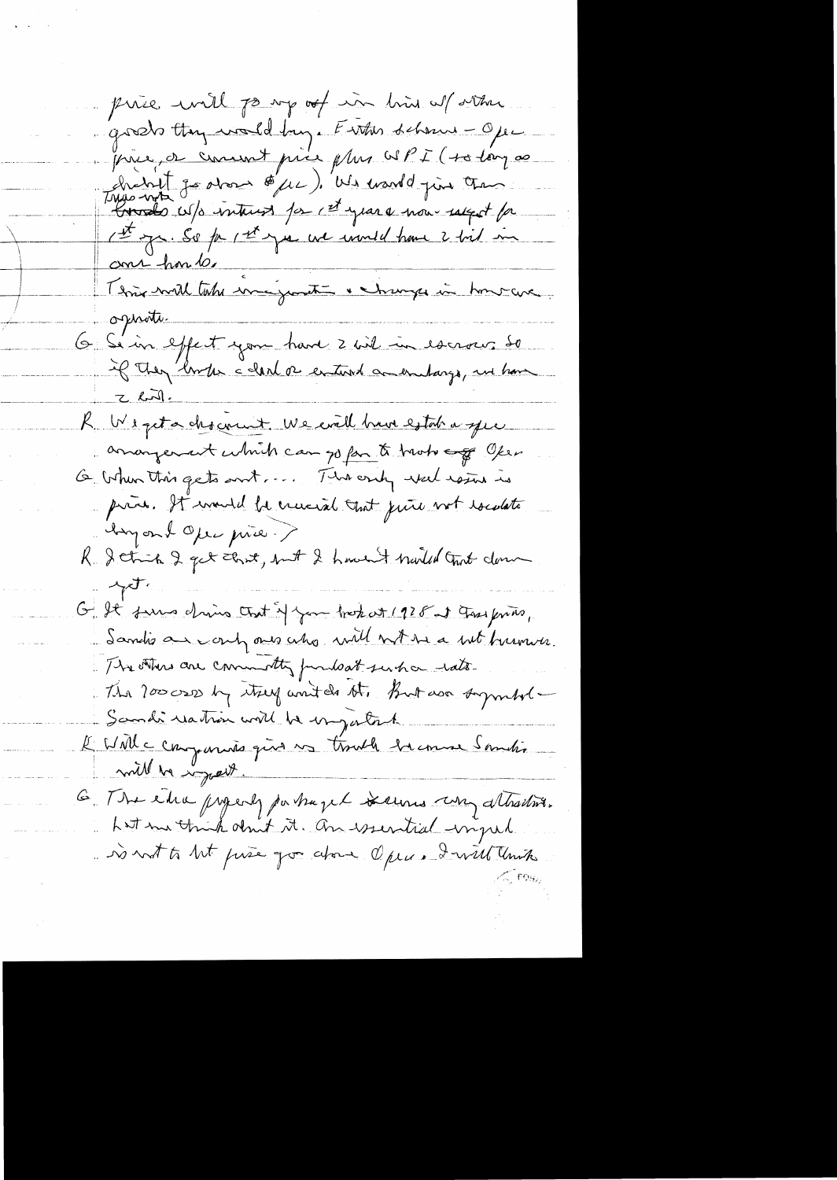price will go up out in line w/ other goods they would buy. Either scheme – Opec price, or current price plus WPI (so long as doesn't go above Opec). We would give them Treasury notes w/o interest for 1st year & non-interest for 1st yr. So for 1st yr we would have 2 bil in our hands.

This will take imagination & changes in how we operate.

G. So in effect you have 2 bil in escrow. So if they broke a deal or entered an embargo, we have 2 bil.

R. We get a discount. We will have establ a special arrangement which can go far to break off Opec.

G. When this gets out, ... The only real issue is price. It would be crucial that price not escalate beyond Opec price.

R. I think I get that, but I haven't nailed that down yet.

G. It seems obvious that if you look at 1978 at those prices, Saudis are only ones who will not be a net borrower. The others are commodity producers such a rate. The 1000 cos by itself wouldn't do it. But as symbol – Saudi reaction will be important.

R. Will a company give us trouble because Saudis will be upset.

G. The idea properly packaged seems very attractive. Let me think about it. An essential ingredient is not to let price go above Opec. I will think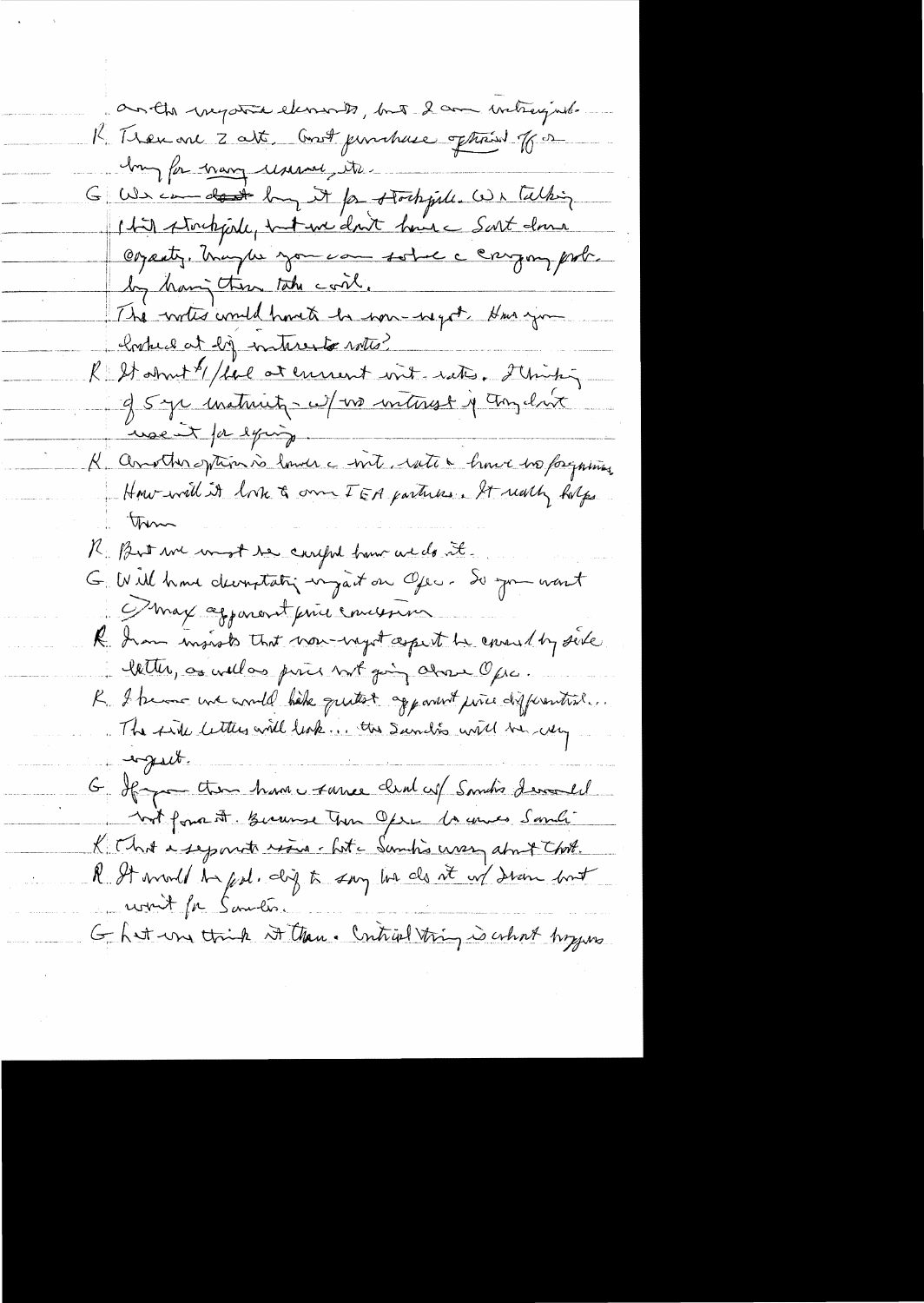on the negative elements, but I am intrigued.

K. There are 2 alt. Govt purchase option. If so buy for navy reserve, etc.

G. We can ~~don't~~ buy it for stockpile. We're talking that stockpile, but we don't have a Sort done capacity. Maybe you can solve a crazy prob. by having them take oil.

The votes would have to be non-negot. Have you looked at big interests votes?

R. It about 1/lbl at current int. rates. I'm thinking of 5 yr maturity - w/no interest if they don't use it for spying.

K. Another option is lower a int. rate & have no forgiving. How will it look to our IEA partners. It really helps them

R. But we must be careful how we do it.

G. Will have devastating impact on Opec. So you want ◯ max apparent price concession

R. Iran insists that non-negot aspect be covered by side letter, as well as price not going above Opec.

K. I believe we would like greatest apparent price differential... The side letters will leak... the Saudis will be very upset.

G. If you then have a same deal w/ Saudis I would not favor it. Because then Opec becomes Saudi.

K. That a separate issue - but a Saudi's worry about that.

R. It would be pol. diff to say we do it w/ Iran but wait for Saudis.

G. Let us think it thru. Critical thing is what happens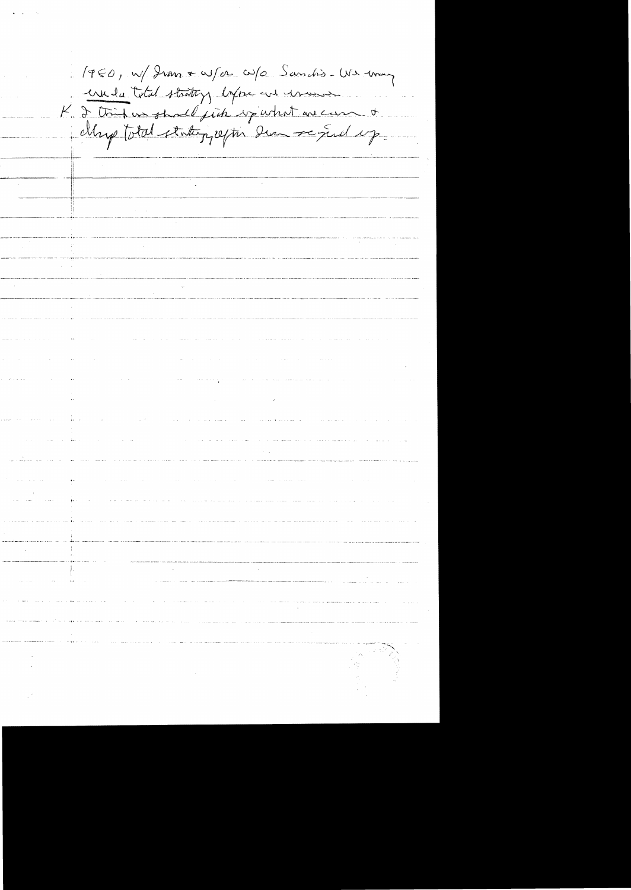1980, w/ Iran + w/or w/o Saudis - We may need a total strategy before we move

K. I think we should pick up what we can & develop total strategy after Iran is signed up.